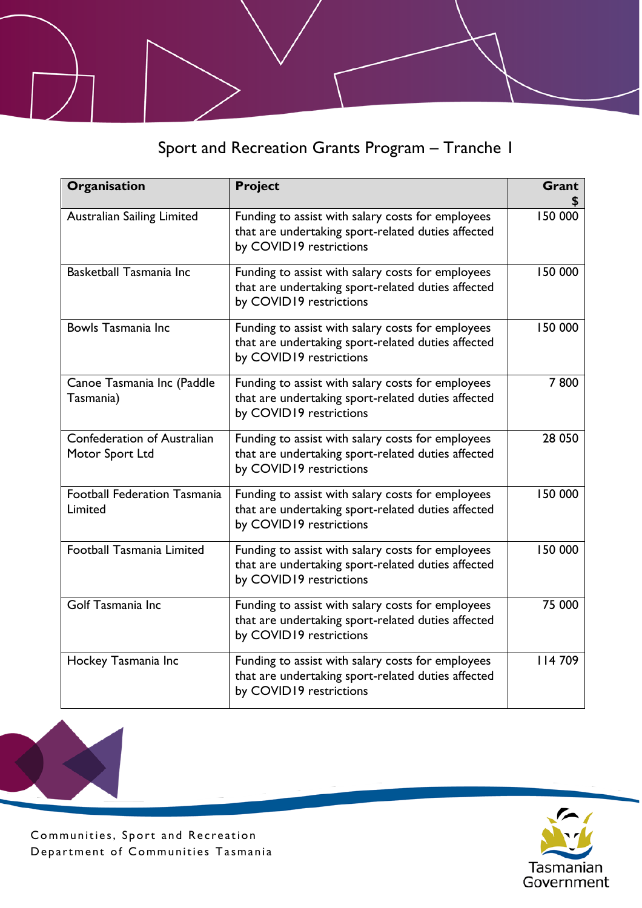# Sport and Recreation Grants Program – Tranche 1

| Organisation | Project | Grant $ |
|---|---|---|
| Australian Sailing Limited | Funding to assist with salary costs for employees that are undertaking sport-related duties affected by COVID19 restrictions | 150 000 |
| Basketball Tasmania Inc | Funding to assist with salary costs for employees that are undertaking sport-related duties affected by COVID19 restrictions | 150 000 |
| Bowls Tasmania Inc | Funding to assist with salary costs for employees that are undertaking sport-related duties affected by COVID19 restrictions | 150 000 |
| Canoe Tasmania Inc (Paddle Tasmania) | Funding to assist with salary costs for employees that are undertaking sport-related duties affected by COVID19 restrictions | 7 800 |
| Confederation of Australian Motor Sport Ltd | Funding to assist with salary costs for employees that are undertaking sport-related duties affected by COVID19 restrictions | 28 050 |
| Football Federation Tasmania Limited | Funding to assist with salary costs for employees that are undertaking sport-related duties affected by COVID19 restrictions | 150 000 |
| Football Tasmania Limited | Funding to assist with salary costs for employees that are undertaking sport-related duties affected by COVID19 restrictions | 150 000 |
| Golf Tasmania Inc | Funding to assist with salary costs for employees that are undertaking sport-related duties affected by COVID19 restrictions | 75 000 |
| Hockey Tasmania Inc | Funding to assist with salary costs for employees that are undertaking sport-related duties affected by COVID19 restrictions | 114 709 |

Communities, Sport and Recreation
Department of Communities Tasmania

Tasmanian Government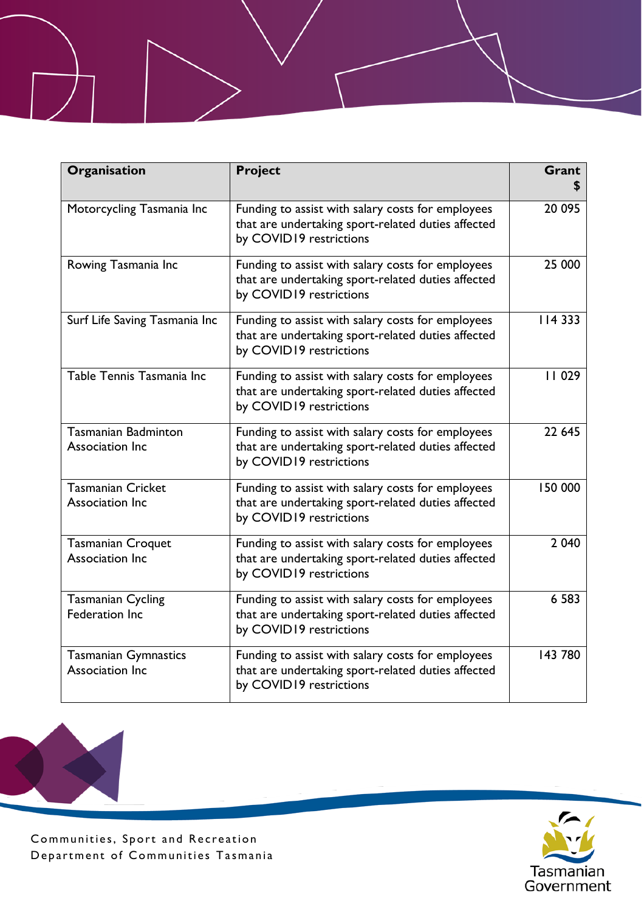| Organisation | Project | Grant $ |
|---|---|---|
| Motorcycling Tasmania Inc | Funding to assist with salary costs for employees that are undertaking sport-related duties affected by COVID19 restrictions | 20 095 |
| Rowing Tasmania Inc | Funding to assist with salary costs for employees that are undertaking sport-related duties affected by COVID19 restrictions | 25 000 |
| Surf Life Saving Tasmania Inc | Funding to assist with salary costs for employees that are undertaking sport-related duties affected by COVID19 restrictions | 114 333 |
| Table Tennis Tasmania Inc | Funding to assist with salary costs for employees that are undertaking sport-related duties affected by COVID19 restrictions | 11 029 |
| Tasmanian Badminton Association Inc | Funding to assist with salary costs for employees that are undertaking sport-related duties affected by COVID19 restrictions | 22 645 |
| Tasmanian Cricket Association Inc | Funding to assist with salary costs for employees that are undertaking sport-related duties affected by COVID19 restrictions | 150 000 |
| Tasmanian Croquet Association Inc | Funding to assist with salary costs for employees that are undertaking sport-related duties affected by COVID19 restrictions | 2 040 |
| Tasmanian Cycling Federation Inc | Funding to assist with salary costs for employees that are undertaking sport-related duties affected by COVID19 restrictions | 6 583 |
| Tasmanian Gymnastics Association Inc | Funding to assist with salary costs for employees that are undertaking sport-related duties affected by COVID19 restrictions | 143 780 |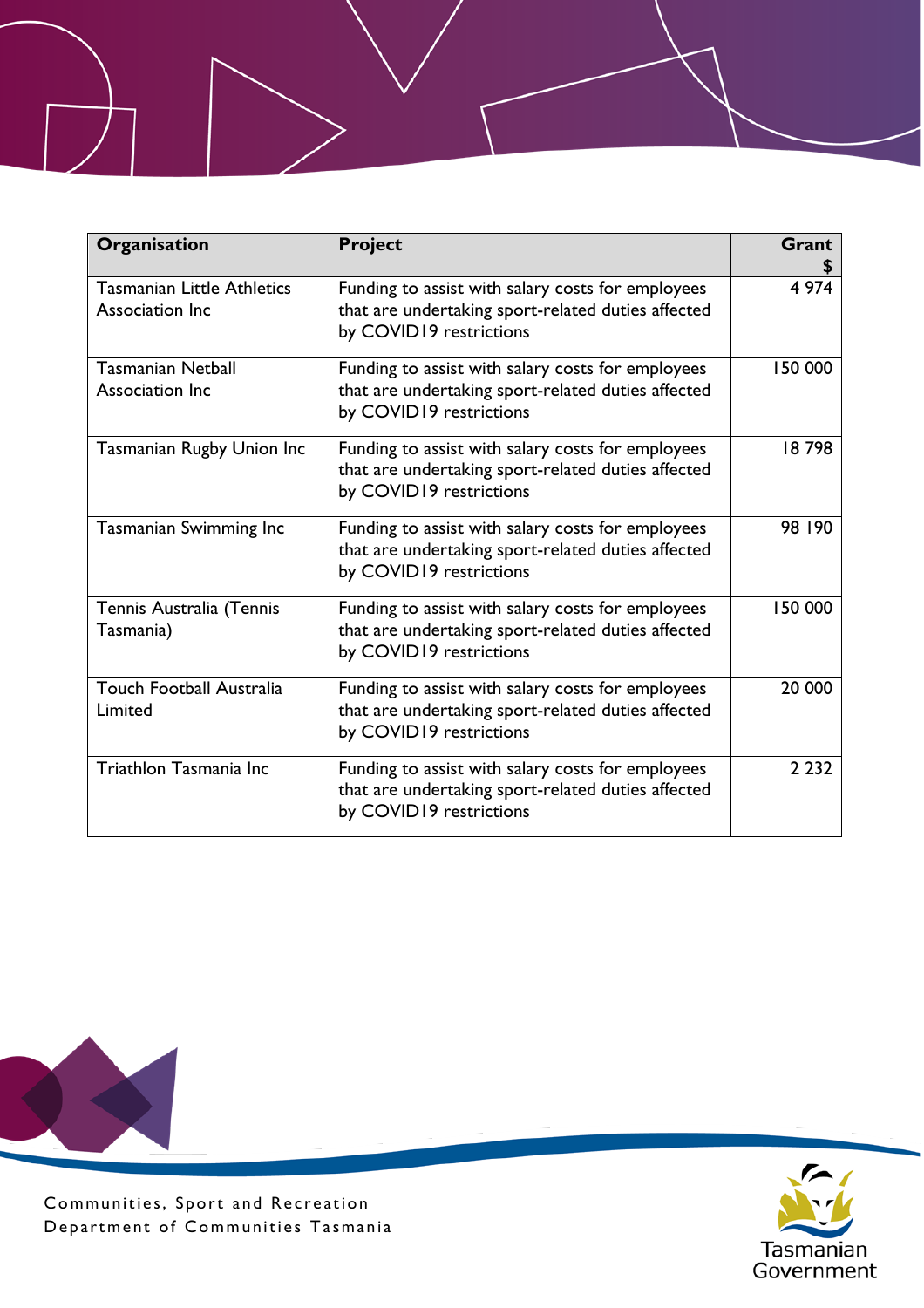| Organisation | Project | Grant $ |
|---|---|---|
| Tasmanian Little Athletics Association Inc | Funding to assist with salary costs for employees that are undertaking sport-related duties affected by COVID19 restrictions | 4 974 |
| Tasmanian Netball Association Inc | Funding to assist with salary costs for employees that are undertaking sport-related duties affected by COVID19 restrictions | 150 000 |
| Tasmanian Rugby Union Inc | Funding to assist with salary costs for employees that are undertaking sport-related duties affected by COVID19 restrictions | 18 798 |
| Tasmanian Swimming Inc | Funding to assist with salary costs for employees that are undertaking sport-related duties affected by COVID19 restrictions | 98 190 |
| Tennis Australia (Tennis Tasmania) | Funding to assist with salary costs for employees that are undertaking sport-related duties affected by COVID19 restrictions | 150 000 |
| Touch Football Australia Limited | Funding to assist with salary costs for employees that are undertaking sport-related duties affected by COVID19 restrictions | 20 000 |
| Triathlon Tasmania Inc | Funding to assist with salary costs for employees that are undertaking sport-related duties affected by COVID19 restrictions | 2 232 |

Communities, Sport and Recreation
Department of Communities Tasmania

Tasmanian Government